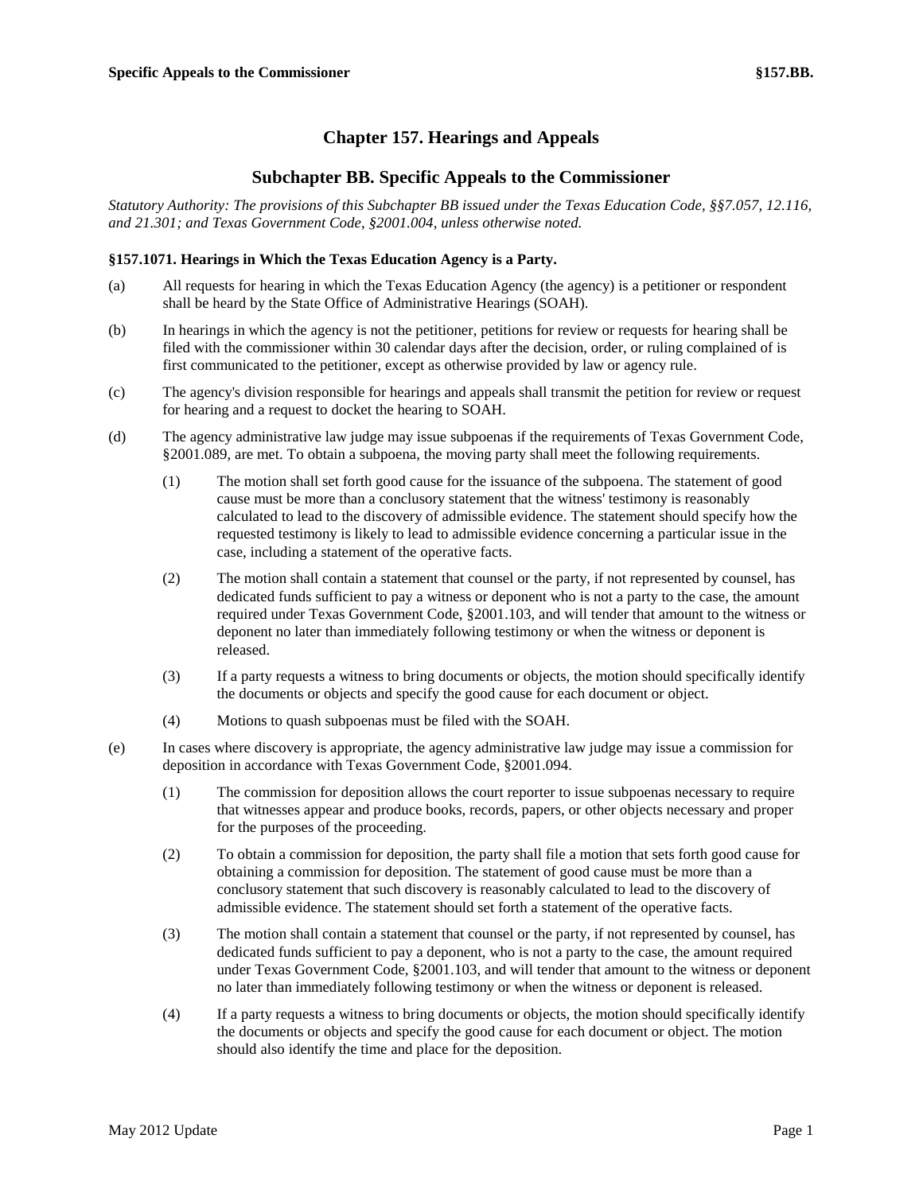# Chapter 157. Hearings and Appeals

## Subchapter BB. Specific Appeals to the Commissioner

*Statutory Authority: The provisions of this Subchapter BB issued under the Texas Education Code, §§7.057, 12.116, and 21.301; and Texas Government Code, §2001.004, unless otherwise noted.*

### §157.1071. Hearings in Which the Texas Education Agency is a Party.

(a) All requests for hearing in which the Texas Education Agency (the agency) is a petitioner or respondent shall be heard by the State Office of Administrative Hearings (SOAH).

(b) In hearings in which the agency is not the petitioner, petitions for review or requests for hearing shall be filed with the commissioner within 30 calendar days after the decision, order, or ruling complained of is first communicated to the petitioner, except as otherwise provided by law or agency rule.

(c) The agency's division responsible for hearings and appeals shall transmit the petition for review or request for hearing and a request to docket the hearing to SOAH.

(d) The agency administrative law judge may issue subpoenas if the requirements of Texas Government Code, §2001.089, are met. To obtain a subpoena, the moving party shall meet the following requirements.

(1) The motion shall set forth good cause for the issuance of the subpoena. The statement of good cause must be more than a conclusory statement that the witness' testimony is reasonably calculated to lead to the discovery of admissible evidence. The statement should specify how the requested testimony is likely to lead to admissible evidence concerning a particular issue in the case, including a statement of the operative facts.

(2) The motion shall contain a statement that counsel or the party, if not represented by counsel, has dedicated funds sufficient to pay a witness or deponent who is not a party to the case, the amount required under Texas Government Code, §2001.103, and will tender that amount to the witness or deponent no later than immediately following testimony or when the witness or deponent is released.

(3) If a party requests a witness to bring documents or objects, the motion should specifically identify the documents or objects and specify the good cause for each document or object.

(4) Motions to quash subpoenas must be filed with the SOAH.

(e) In cases where discovery is appropriate, the agency administrative law judge may issue a commission for deposition in accordance with Texas Government Code, §2001.094.

(1) The commission for deposition allows the court reporter to issue subpoenas necessary to require that witnesses appear and produce books, records, papers, or other objects necessary and proper for the purposes of the proceeding.

(2) To obtain a commission for deposition, the party shall file a motion that sets forth good cause for obtaining a commission for deposition. The statement of good cause must be more than a conclusory statement that such discovery is reasonably calculated to lead to the discovery of admissible evidence. The statement should set forth a statement of the operative facts.

(3) The motion shall contain a statement that counsel or the party, if not represented by counsel, has dedicated funds sufficient to pay a deponent, who is not a party to the case, the amount required under Texas Government Code, §2001.103, and will tender that amount to the witness or deponent no later than immediately following testimony or when the witness or deponent is released.

(4) If a party requests a witness to bring documents or objects, the motion should specifically identify the documents or objects and specify the good cause for each document or object. The motion should also identify the time and place for the deposition.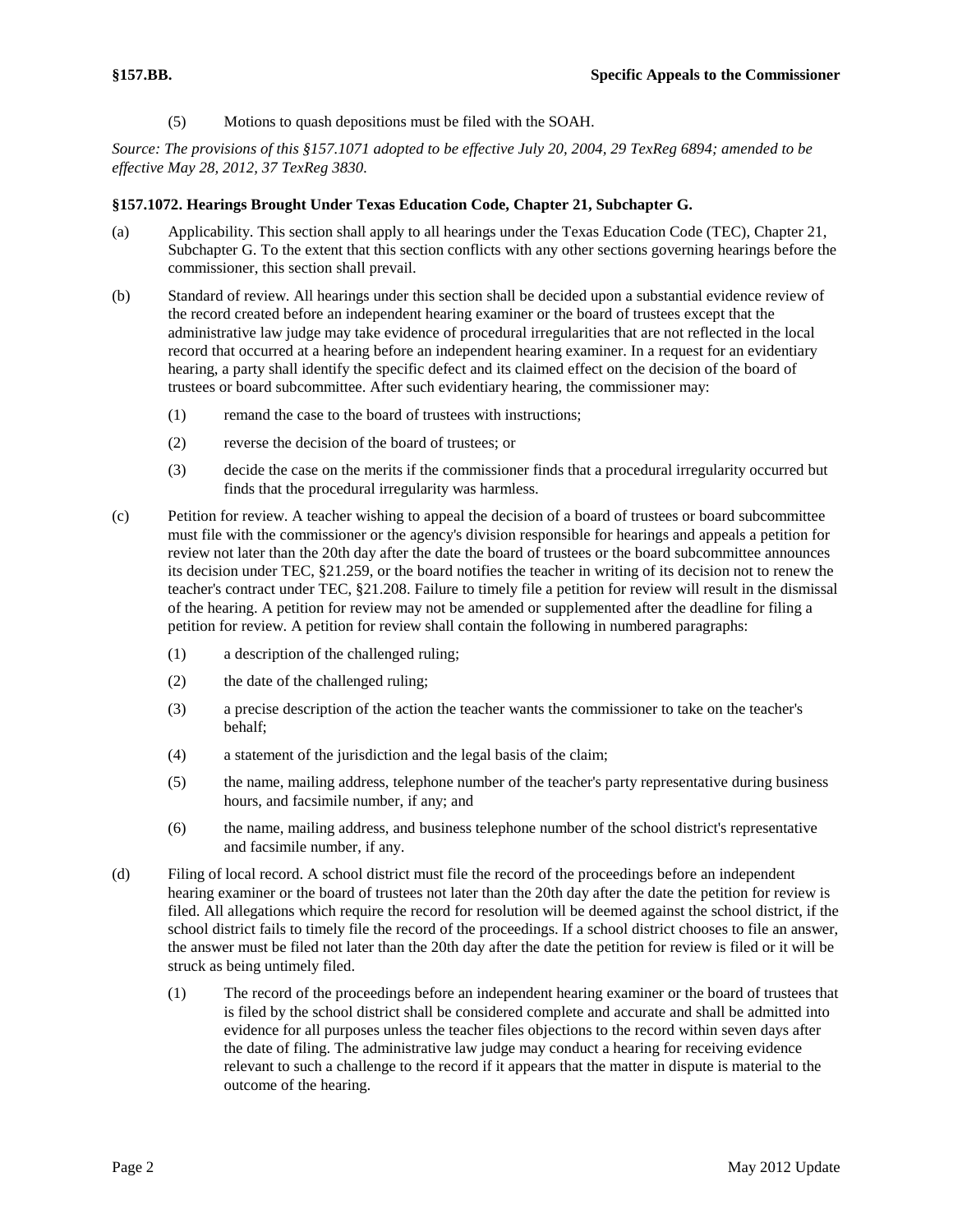(5) Motions to quash depositions must be filed with the SOAH.

*Source: The provisions of this §157.1071 adopted to be effective July 20, 2004, 29 TexReg 6894; amended to be effective May 28, 2012, 37 TexReg 3830.*

**§157.1072. Hearings Brought Under Texas Education Code, Chapter 21, Subchapter G.**

(a) Applicability. This section shall apply to all hearings under the Texas Education Code (TEC), Chapter 21, Subchapter G. To the extent that this section conflicts with any other sections governing hearings before the commissioner, this section shall prevail.

(b) Standard of review. All hearings under this section shall be decided upon a substantial evidence review of the record created before an independent hearing examiner or the board of trustees except that the administrative law judge may take evidence of procedural irregularities that are not reflected in the local record that occurred at a hearing before an independent hearing examiner. In a request for an evidentiary hearing, a party shall identify the specific defect and its claimed effect on the decision of the board of trustees or board subcommittee. After such evidentiary hearing, the commissioner may:

(1) remand the case to the board of trustees with instructions;

(2) reverse the decision of the board of trustees; or

(3) decide the case on the merits if the commissioner finds that a procedural irregularity occurred but finds that the procedural irregularity was harmless.

(c) Petition for review. A teacher wishing to appeal the decision of a board of trustees or board subcommittee must file with the commissioner or the agency's division responsible for hearings and appeals a petition for review not later than the 20th day after the date the board of trustees or the board subcommittee announces its decision under TEC, §21.259, or the board notifies the teacher in writing of its decision not to renew the teacher's contract under TEC, §21.208. Failure to timely file a petition for review will result in the dismissal of the hearing. A petition for review may not be amended or supplemented after the deadline for filing a petition for review. A petition for review shall contain the following in numbered paragraphs:

(1) a description of the challenged ruling;

(2) the date of the challenged ruling;

(3) a precise description of the action the teacher wants the commissioner to take on the teacher's behalf;

(4) a statement of the jurisdiction and the legal basis of the claim;

(5) the name, mailing address, telephone number of the teacher's party representative during business hours, and facsimile number, if any; and

(6) the name, mailing address, and business telephone number of the school district's representative and facsimile number, if any.

(d) Filing of local record. A school district must file the record of the proceedings before an independent hearing examiner or the board of trustees not later than the 20th day after the date the petition for review is filed. All allegations which require the record for resolution will be deemed against the school district, if the school district fails to timely file the record of the proceedings. If a school district chooses to file an answer, the answer must be filed not later than the 20th day after the date the petition for review is filed or it will be struck as being untimely filed.

(1) The record of the proceedings before an independent hearing examiner or the board of trustees that is filed by the school district shall be considered complete and accurate and shall be admitted into evidence for all purposes unless the teacher files objections to the record within seven days after the date of filing. The administrative law judge may conduct a hearing for receiving evidence relevant to such a challenge to the record if it appears that the matter in dispute is material to the outcome of the hearing.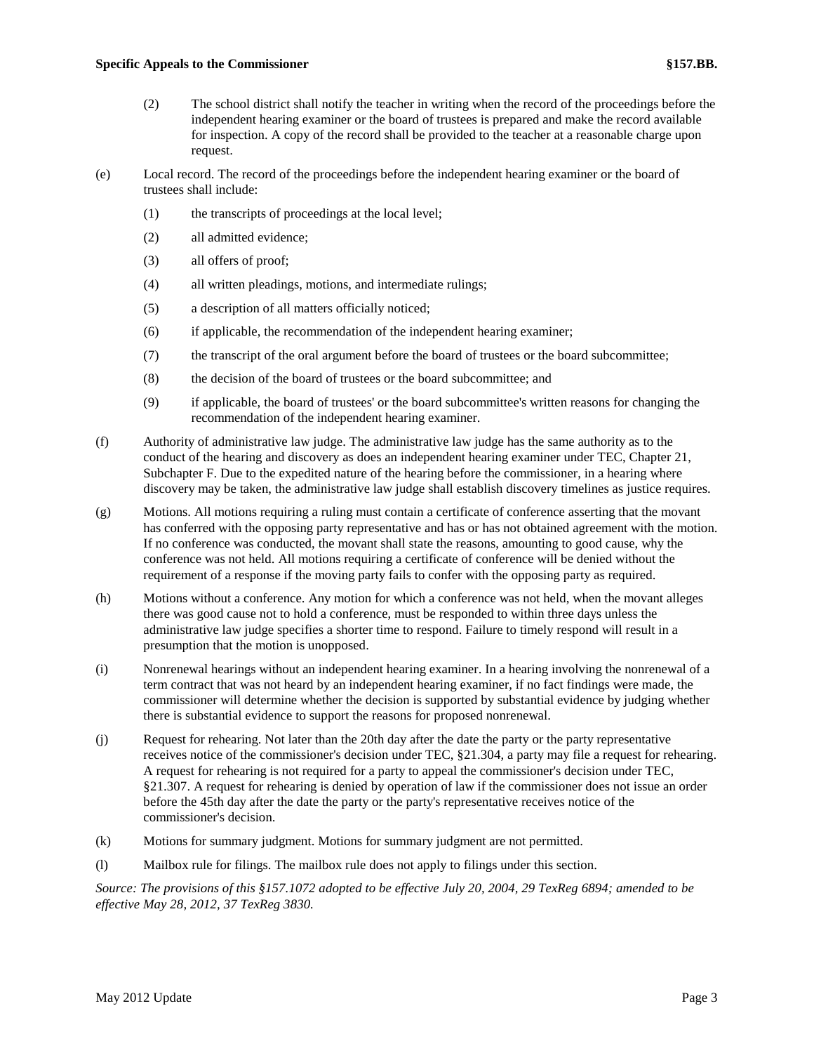(2) The school district shall notify the teacher in writing when the record of the proceedings before the independent hearing examiner or the board of trustees is prepared and make the record available for inspection. A copy of the record shall be provided to the teacher at a reasonable charge upon request.

(e) Local record. The record of the proceedings before the independent hearing examiner or the board of trustees shall include:

(1) the transcripts of proceedings at the local level;

(2) all admitted evidence;

(3) all offers of proof;

(4) all written pleadings, motions, and intermediate rulings;

(5) a description of all matters officially noticed;

(6) if applicable, the recommendation of the independent hearing examiner;

(7) the transcript of the oral argument before the board of trustees or the board subcommittee;

(8) the decision of the board of trustees or the board subcommittee; and

(9) if applicable, the board of trustees' or the board subcommittee's written reasons for changing the recommendation of the independent hearing examiner.

(f) Authority of administrative law judge. The administrative law judge has the same authority as to the conduct of the hearing and discovery as does an independent hearing examiner under TEC, Chapter 21, Subchapter F. Due to the expedited nature of the hearing before the commissioner, in a hearing where discovery may be taken, the administrative law judge shall establish discovery timelines as justice requires.

(g) Motions. All motions requiring a ruling must contain a certificate of conference asserting that the movant has conferred with the opposing party representative and has or has not obtained agreement with the motion. If no conference was conducted, the movant shall state the reasons, amounting to good cause, why the conference was not held. All motions requiring a certificate of conference will be denied without the requirement of a response if the moving party fails to confer with the opposing party as required.

(h) Motions without a conference. Any motion for which a conference was not held, when the movant alleges there was good cause not to hold a conference, must be responded to within three days unless the administrative law judge specifies a shorter time to respond. Failure to timely respond will result in a presumption that the motion is unopposed.

(i) Nonrenewal hearings without an independent hearing examiner. In a hearing involving the nonrenewal of a term contract that was not heard by an independent hearing examiner, if no fact findings were made, the commissioner will determine whether the decision is supported by substantial evidence by judging whether there is substantial evidence to support the reasons for proposed nonrenewal.

(j) Request for rehearing. Not later than the 20th day after the date the party or the party representative receives notice of the commissioner's decision under TEC, §21.304, a party may file a request for rehearing. A request for rehearing is not required for a party to appeal the commissioner's decision under TEC, §21.307. A request for rehearing is denied by operation of law if the commissioner does not issue an order before the 45th day after the date the party or the party's representative receives notice of the commissioner's decision.

(k) Motions for summary judgment. Motions for summary judgment are not permitted.

(l) Mailbox rule for filings. The mailbox rule does not apply to filings under this section.

*Source: The provisions of this §157.1072 adopted to be effective July 20, 2004, 29 TexReg 6894; amended to be effective May 28, 2012, 37 TexReg 3830.*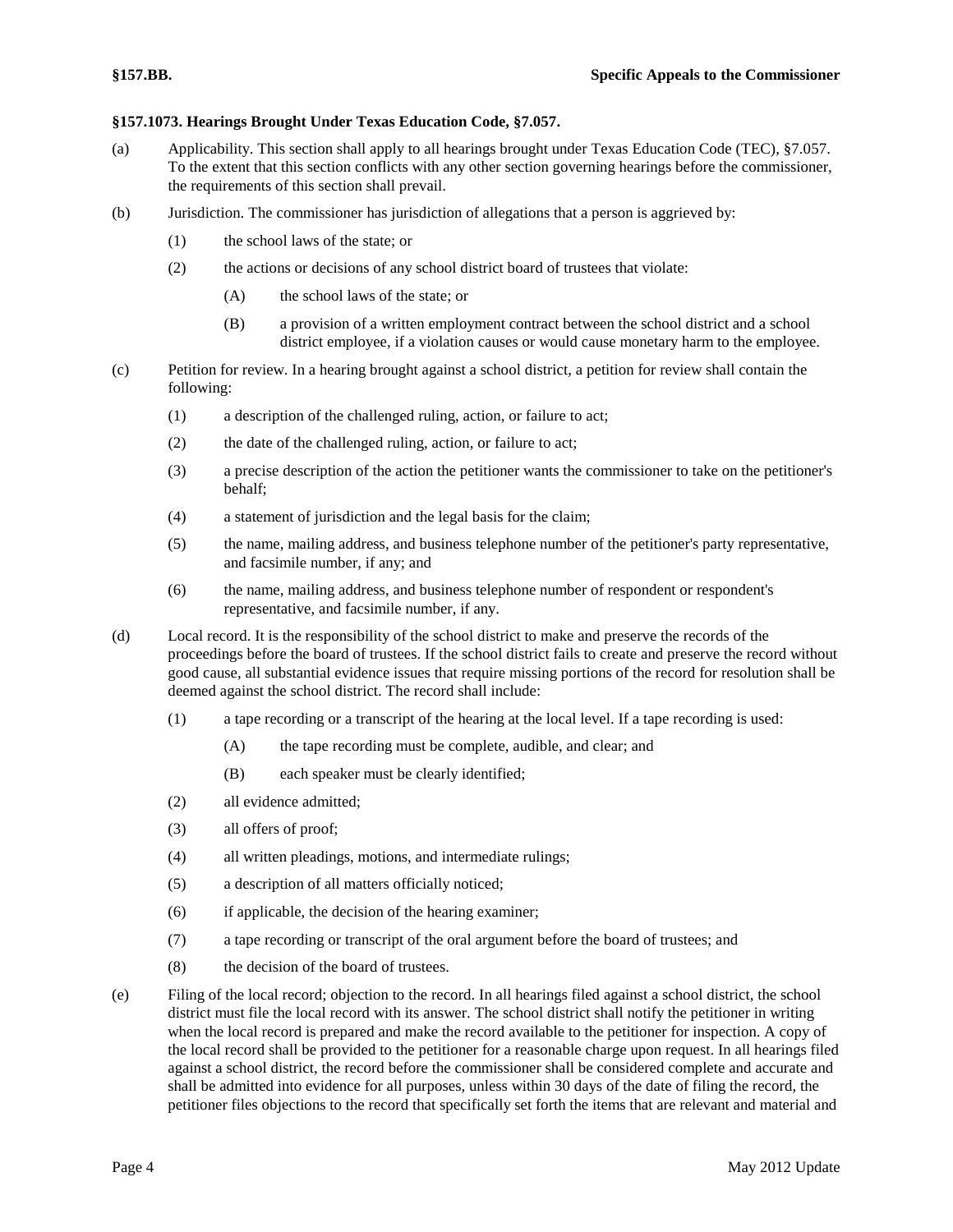### §157.1073. Hearings Brought Under Texas Education Code, §7.057.

(a) Applicability. This section shall apply to all hearings brought under Texas Education Code (TEC), §7.057. To the extent that this section conflicts with any other section governing hearings before the commissioner, the requirements of this section shall prevail.

(b) Jurisdiction. The commissioner has jurisdiction of allegations that a person is aggrieved by:

- (1) the school laws of the state; or
- (2) the actions or decisions of any school district board of trustees that violate:
  - (A) the school laws of the state; or
  - (B) a provision of a written employment contract between the school district and a school district employee, if a violation causes or would cause monetary harm to the employee.

(c) Petition for review. In a hearing brought against a school district, a petition for review shall contain the following:

- (1) a description of the challenged ruling, action, or failure to act;
- (2) the date of the challenged ruling, action, or failure to act;
- (3) a precise description of the action the petitioner wants the commissioner to take on the petitioner's behalf;
- (4) a statement of jurisdiction and the legal basis for the claim;
- (5) the name, mailing address, and business telephone number of the petitioner's party representative, and facsimile number, if any; and
- (6) the name, mailing address, and business telephone number of respondent or respondent's representative, and facsimile number, if any.

(d) Local record. It is the responsibility of the school district to make and preserve the records of the proceedings before the board of trustees. If the school district fails to create and preserve the record without good cause, all substantial evidence issues that require missing portions of the record for resolution shall be deemed against the school district. The record shall include:

- (1) a tape recording or a transcript of the hearing at the local level. If a tape recording is used:
  - (A) the tape recording must be complete, audible, and clear; and
  - (B) each speaker must be clearly identified;
- (2) all evidence admitted;
- (3) all offers of proof;
- (4) all written pleadings, motions, and intermediate rulings;
- (5) a description of all matters officially noticed;
- (6) if applicable, the decision of the hearing examiner;
- (7) a tape recording or transcript of the oral argument before the board of trustees; and
- (8) the decision of the board of trustees.

(e) Filing of the local record; objection to the record. In all hearings filed against a school district, the school district must file the local record with its answer. The school district shall notify the petitioner in writing when the local record is prepared and make the record available to the petitioner for inspection. A copy of the local record shall be provided to the petitioner for a reasonable charge upon request. In all hearings filed against a school district, the record before the commissioner shall be considered complete and accurate and shall be admitted into evidence for all purposes, unless within 30 days of the date of filing the record, the petitioner files objections to the record that specifically set forth the items that are relevant and material and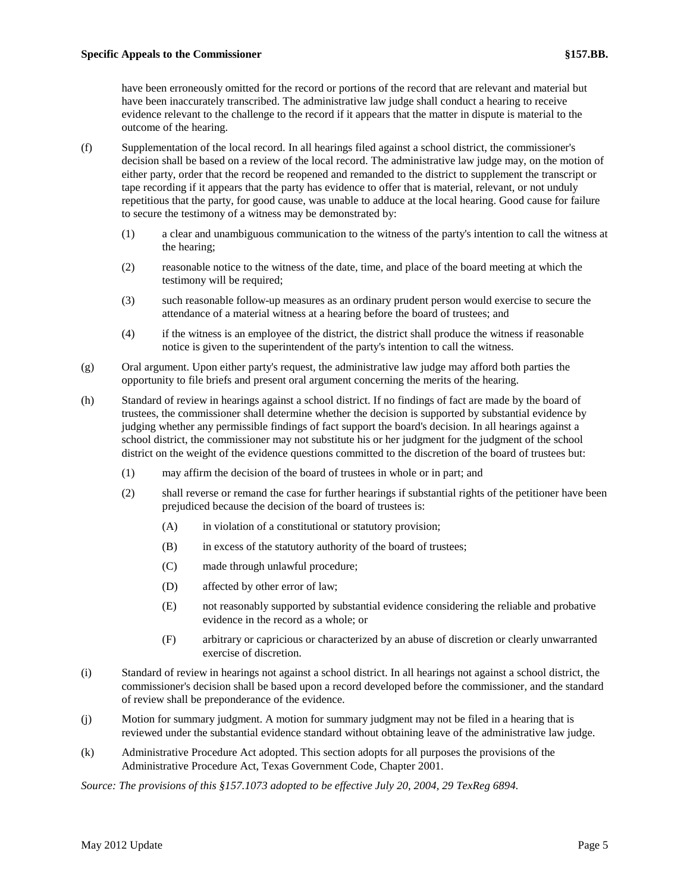have been erroneously omitted for the record or portions of the record that are relevant and material but have been inaccurately transcribed. The administrative law judge shall conduct a hearing to receive evidence relevant to the challenge to the record if it appears that the matter in dispute is material to the outcome of the hearing.

(f) Supplementation of the local record. In all hearings filed against a school district, the commissioner's decision shall be based on a review of the local record. The administrative law judge may, on the motion of either party, order that the record be reopened and remanded to the district to supplement the transcript or tape recording if it appears that the party has evidence to offer that is material, relevant, or not unduly repetitious that the party, for good cause, was unable to adduce at the local hearing. Good cause for failure to secure the testimony of a witness may be demonstrated by:

- (1) a clear and unambiguous communication to the witness of the party's intention to call the witness at the hearing;
- (2) reasonable notice to the witness of the date, time, and place of the board meeting at which the testimony will be required;
- (3) such reasonable follow-up measures as an ordinary prudent person would exercise to secure the attendance of a material witness at a hearing before the board of trustees; and
- (4) if the witness is an employee of the district, the district shall produce the witness if reasonable notice is given to the superintendent of the party's intention to call the witness.

(g) Oral argument. Upon either party's request, the administrative law judge may afford both parties the opportunity to file briefs and present oral argument concerning the merits of the hearing.

(h) Standard of review in hearings against a school district. If no findings of fact are made by the board of trustees, the commissioner shall determine whether the decision is supported by substantial evidence by judging whether any permissible findings of fact support the board's decision. In all hearings against a school district, the commissioner may not substitute his or her judgment for the judgment of the school district on the weight of the evidence questions committed to the discretion of the board of trustees but:

- (1) may affirm the decision of the board of trustees in whole or in part; and
- (2) shall reverse or remand the case for further hearings if substantial rights of the petitioner have been prejudiced because the decision of the board of trustees is:
  - (A) in violation of a constitutional or statutory provision;
  - (B) in excess of the statutory authority of the board of trustees;
  - (C) made through unlawful procedure;
  - (D) affected by other error of law;
  - (E) not reasonably supported by substantial evidence considering the reliable and probative evidence in the record as a whole; or
  - (F) arbitrary or capricious or characterized by an abuse of discretion or clearly unwarranted exercise of discretion.

(i) Standard of review in hearings not against a school district. In all hearings not against a school district, the commissioner's decision shall be based upon a record developed before the commissioner, and the standard of review shall be preponderance of the evidence.

(j) Motion for summary judgment. A motion for summary judgment may not be filed in a hearing that is reviewed under the substantial evidence standard without obtaining leave of the administrative law judge.

(k) Administrative Procedure Act adopted. This section adopts for all purposes the provisions of the Administrative Procedure Act, Texas Government Code, Chapter 2001.

*Source: The provisions of this §157.1073 adopted to be effective July 20, 2004, 29 TexReg 6894.*